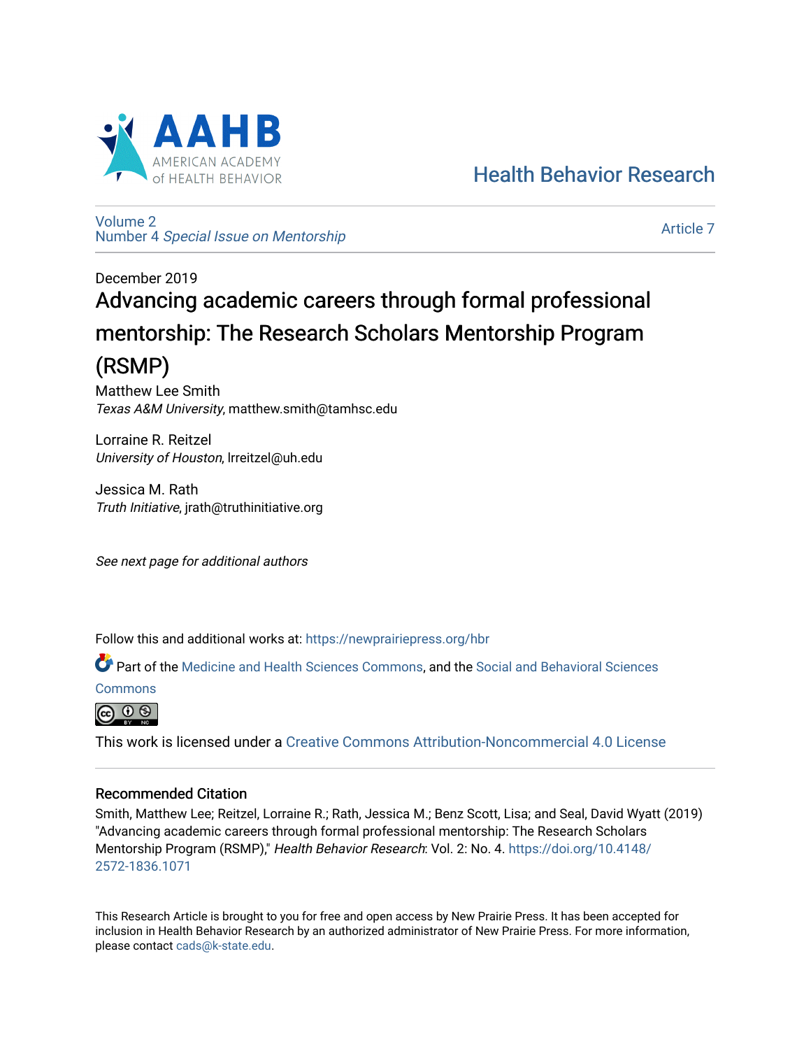AAHB
AMERICAN ACADEMY of HEALTH BEHAVIOR

Health Behavior Research

Volume 2
Number 4 *Special Issue on Mentorship*

Article 7

December 2019

# Advancing academic careers through formal professional mentorship: The Research Scholars Mentorship Program (RSMP)

Matthew Lee Smith
*Texas A&M University*, matthew.smith@tamhsc.edu

Lorraine R. Reitzel
*University of Houston*, lrreitzel@uh.edu

Jessica M. Rath
*Truth Initiative*, jrath@truthinitiative.org

*See next page for additional authors*

Follow this and additional works at: https://newprairiepress.org/hbr

Part of the Medicine and Health Sciences Commons, and the Social and Behavioral Sciences Commons

This work is licensed under a Creative Commons Attribution-Noncommercial 4.0 License

## Recommended Citation

Smith, Matthew Lee; Reitzel, Lorraine R.; Rath, Jessica M.; Benz Scott, Lisa; and Seal, David Wyatt (2019) "Advancing academic careers through formal professional mentorship: The Research Scholars Mentorship Program (RSMP)," *Health Behavior Research*: Vol. 2: No. 4. https://doi.org/10.4148/2572-1836.1071

This Research Article is brought to you for free and open access by New Prairie Press. It has been accepted for inclusion in Health Behavior Research by an authorized administrator of New Prairie Press. For more information, please contact cads@k-state.edu.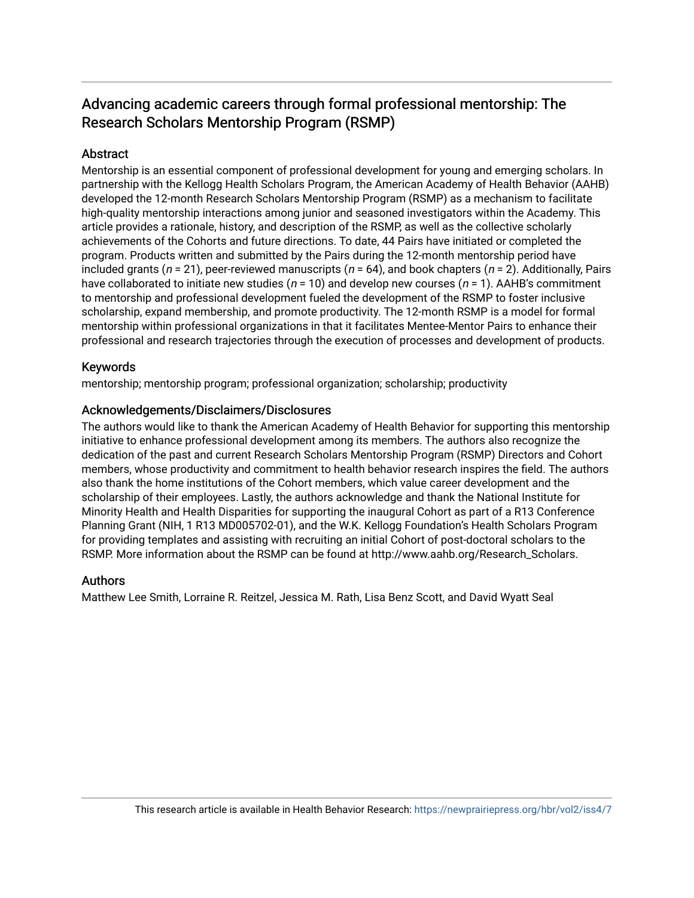# Advancing academic careers through formal professional mentorship: The Research Scholars Mentorship Program (RSMP)

## Abstract

Mentorship is an essential component of professional development for young and emerging scholars. In partnership with the Kellogg Health Scholars Program, the American Academy of Health Behavior (AAHB) developed the 12-month Research Scholars Mentorship Program (RSMP) as a mechanism to facilitate high-quality mentorship interactions among junior and seasoned investigators within the Academy. This article provides a rationale, history, and description of the RSMP, as well as the collective scholarly achievements of the Cohorts and future directions. To date, 44 Pairs have initiated or completed the program. Products written and submitted by the Pairs during the 12-month mentorship period have included grants (*n* = 21), peer-reviewed manuscripts (*n* = 64), and book chapters (*n* = 2). Additionally, Pairs have collaborated to initiate new studies (*n* = 10) and develop new courses (*n* = 1). AAHB's commitment to mentorship and professional development fueled the development of the RSMP to foster inclusive scholarship, expand membership, and promote productivity. The 12-month RSMP is a model for formal mentorship within professional organizations in that it facilitates Mentee-Mentor Pairs to enhance their professional and research trajectories through the execution of processes and development of products.

## Keywords

mentorship; mentorship program; professional organization; scholarship; productivity

## Acknowledgements/Disclaimers/Disclosures

The authors would like to thank the American Academy of Health Behavior for supporting this mentorship initiative to enhance professional development among its members. The authors also recognize the dedication of the past and current Research Scholars Mentorship Program (RSMP) Directors and Cohort members, whose productivity and commitment to health behavior research inspires the field. The authors also thank the home institutions of the Cohort members, which value career development and the scholarship of their employees. Lastly, the authors acknowledge and thank the National Institute for Minority Health and Health Disparities for supporting the inaugural Cohort as part of a R13 Conference Planning Grant (NIH, 1 R13 MD005702-01), and the W.K. Kellogg Foundation's Health Scholars Program for providing templates and assisting with recruiting an initial Cohort of post-doctoral scholars to the RSMP. More information about the RSMP can be found at http://www.aahb.org/Research_Scholars.

## Authors

Matthew Lee Smith, Lorraine R. Reitzel, Jessica M. Rath, Lisa Benz Scott, and David Wyatt Seal

This research article is available in Health Behavior Research: https://newprairiepress.org/hbr/vol2/iss4/7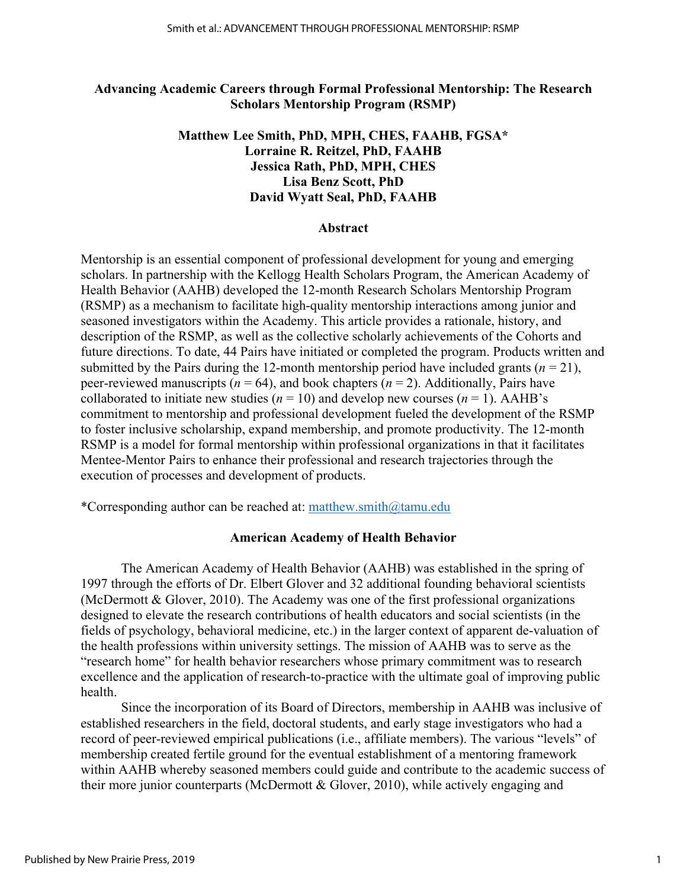# Advancing Academic Careers through Formal Professional Mentorship: The Research Scholars Mentorship Program (RSMP)

**Matthew Lee Smith, PhD, MPH, CHES, FAAHB, FGSA***
**Lorraine R. Reitzel, PhD, FAAHB**
**Jessica Rath, PhD, MPH, CHES**
**Lisa Benz Scott, PhD**
**David Wyatt Seal, PhD, FAAHB**

## Abstract

Mentorship is an essential component of professional development for young and emerging scholars. In partnership with the Kellogg Health Scholars Program, the American Academy of Health Behavior (AAHB) developed the 12-month Research Scholars Mentorship Program (RSMP) as a mechanism to facilitate high-quality mentorship interactions among junior and seasoned investigators within the Academy. This article provides a rationale, history, and description of the RSMP, as well as the collective scholarly achievements of the Cohorts and future directions. To date, 44 Pairs have initiated or completed the program. Products written and submitted by the Pairs during the 12-month mentorship period have included grants ($n = 21$), peer-reviewed manuscripts ($n = 64$), and book chapters ($n = 2$). Additionally, Pairs have collaborated to initiate new studies ($n = 10$) and develop new courses ($n = 1$). AAHB's commitment to mentorship and professional development fueled the development of the RSMP to foster inclusive scholarship, expand membership, and promote productivity. The 12-month RSMP is a model for formal mentorship within professional organizations in that it facilitates Mentee-Mentor Pairs to enhance their professional and research trajectories through the execution of processes and development of products.

*Corresponding author can be reached at: matthew.smith@tamu.edu

## American Academy of Health Behavior

The American Academy of Health Behavior (AAHB) was established in the spring of 1997 through the efforts of Dr. Elbert Glover and 32 additional founding behavioral scientists (McDermott & Glover, 2010). The Academy was one of the first professional organizations designed to elevate the research contributions of health educators and social scientists (in the fields of psychology, behavioral medicine, etc.) in the larger context of apparent de-valuation of the health professions within university settings. The mission of AAHB was to serve as the "research home" for health behavior researchers whose primary commitment was to research excellence and the application of research-to-practice with the ultimate goal of improving public health.

Since the incorporation of its Board of Directors, membership in AAHB was inclusive of established researchers in the field, doctoral students, and early stage investigators who had a record of peer-reviewed empirical publications (i.e., affiliate members). The various "levels" of membership created fertile ground for the eventual establishment of a mentoring framework within AAHB whereby seasoned members could guide and contribute to the academic success of their more junior counterparts (McDermott & Glover, 2010), while actively engaging and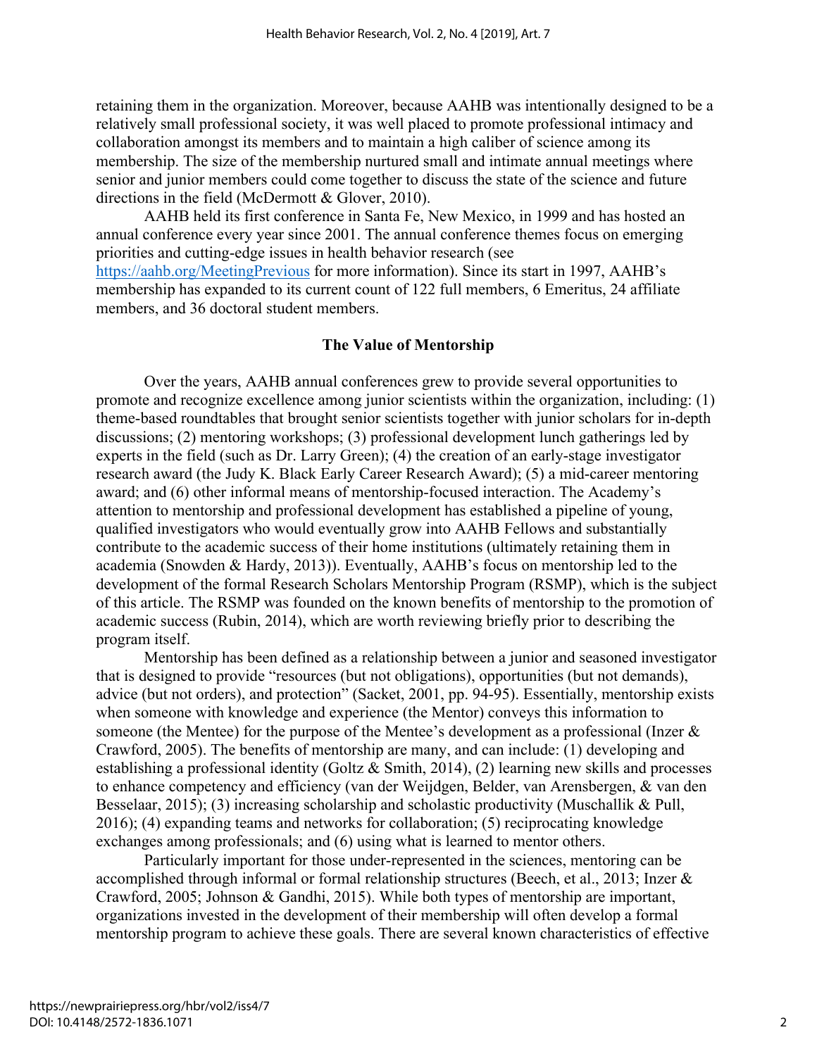retaining them in the organization. Moreover, because AAHB was intentionally designed to be a relatively small professional society, it was well placed to promote professional intimacy and collaboration amongst its members and to maintain a high caliber of science among its membership. The size of the membership nurtured small and intimate annual meetings where senior and junior members could come together to discuss the state of the science and future directions in the field (McDermott & Glover, 2010).

AAHB held its first conference in Santa Fe, New Mexico, in 1999 and has hosted an annual conference every year since 2001. The annual conference themes focus on emerging priorities and cutting-edge issues in health behavior research (see https://aahb.org/MeetingPrevious for more information). Since its start in 1997, AAHB's membership has expanded to its current count of 122 full members, 6 Emeritus, 24 affiliate members, and 36 doctoral student members.

## The Value of Mentorship

Over the years, AAHB annual conferences grew to provide several opportunities to promote and recognize excellence among junior scientists within the organization, including: (1) theme-based roundtables that brought senior scientists together with junior scholars for in-depth discussions; (2) mentoring workshops; (3) professional development lunch gatherings led by experts in the field (such as Dr. Larry Green); (4) the creation of an early-stage investigator research award (the Judy K. Black Early Career Research Award); (5) a mid-career mentoring award; and (6) other informal means of mentorship-focused interaction. The Academy's attention to mentorship and professional development has established a pipeline of young, qualified investigators who would eventually grow into AAHB Fellows and substantially contribute to the academic success of their home institutions (ultimately retaining them in academia (Snowden & Hardy, 2013)). Eventually, AAHB's focus on mentorship led to the development of the formal Research Scholars Mentorship Program (RSMP), which is the subject of this article. The RSMP was founded on the known benefits of mentorship to the promotion of academic success (Rubin, 2014), which are worth reviewing briefly prior to describing the program itself.

Mentorship has been defined as a relationship between a junior and seasoned investigator that is designed to provide "resources (but not obligations), opportunities (but not demands), advice (but not orders), and protection" (Sacket, 2001, pp. 94-95). Essentially, mentorship exists when someone with knowledge and experience (the Mentor) conveys this information to someone (the Mentee) for the purpose of the Mentee's development as a professional (Inzer & Crawford, 2005). The benefits of mentorship are many, and can include: (1) developing and establishing a professional identity (Goltz & Smith, 2014), (2) learning new skills and processes to enhance competency and efficiency (van der Weijdgen, Belder, van Arensbergen, & van den Besselaar, 2015); (3) increasing scholarship and scholastic productivity (Muschallik & Pull, 2016); (4) expanding teams and networks for collaboration; (5) reciprocating knowledge exchanges among professionals; and (6) using what is learned to mentor others.

Particularly important for those under-represented in the sciences, mentoring can be accomplished through informal or formal relationship structures (Beech, et al., 2013; Inzer & Crawford, 2005; Johnson & Gandhi, 2015). While both types of mentorship are important, organizations invested in the development of their membership will often develop a formal mentorship program to achieve these goals. There are several known characteristics of effective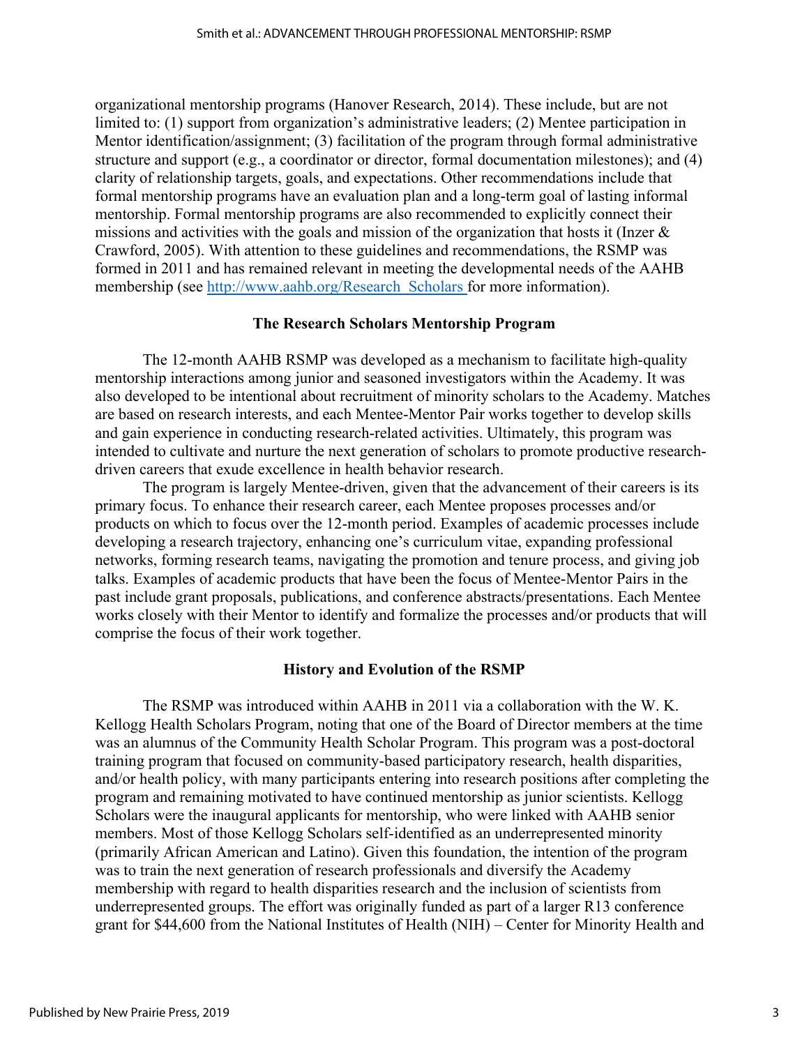organizational mentorship programs (Hanover Research, 2014). These include, but are not limited to: (1) support from organization's administrative leaders; (2) Mentee participation in Mentor identification/assignment; (3) facilitation of the program through formal administrative structure and support (e.g., a coordinator or director, formal documentation milestones); and (4) clarity of relationship targets, goals, and expectations. Other recommendations include that formal mentorship programs have an evaluation plan and a long-term goal of lasting informal mentorship. Formal mentorship programs are also recommended to explicitly connect their missions and activities with the goals and mission of the organization that hosts it (Inzer & Crawford, 2005). With attention to these guidelines and recommendations, the RSMP was formed in 2011 and has remained relevant in meeting the developmental needs of the AAHB membership (see http://www.aahb.org/Research_Scholars for more information).

## The Research Scholars Mentorship Program

The 12-month AAHB RSMP was developed as a mechanism to facilitate high-quality mentorship interactions among junior and seasoned investigators within the Academy. It was also developed to be intentional about recruitment of minority scholars to the Academy. Matches are based on research interests, and each Mentee-Mentor Pair works together to develop skills and gain experience in conducting research-related activities. Ultimately, this program was intended to cultivate and nurture the next generation of scholars to promote productive research-driven careers that exude excellence in health behavior research.

The program is largely Mentee-driven, given that the advancement of their careers is its primary focus. To enhance their research career, each Mentee proposes processes and/or products on which to focus over the 12-month period. Examples of academic processes include developing a research trajectory, enhancing one's curriculum vitae, expanding professional networks, forming research teams, navigating the promotion and tenure process, and giving job talks. Examples of academic products that have been the focus of Mentee-Mentor Pairs in the past include grant proposals, publications, and conference abstracts/presentations. Each Mentee works closely with their Mentor to identify and formalize the processes and/or products that will comprise the focus of their work together.

## History and Evolution of the RSMP

The RSMP was introduced within AAHB in 2011 via a collaboration with the W. K. Kellogg Health Scholars Program, noting that one of the Board of Director members at the time was an alumnus of the Community Health Scholar Program. This program was a post-doctoral training program that focused on community-based participatory research, health disparities, and/or health policy, with many participants entering into research positions after completing the program and remaining motivated to have continued mentorship as junior scientists. Kellogg Scholars were the inaugural applicants for mentorship, who were linked with AAHB senior members. Most of those Kellogg Scholars self-identified as an underrepresented minority (primarily African American and Latino). Given this foundation, the intention of the program was to train the next generation of research professionals and diversify the Academy membership with regard to health disparities research and the inclusion of scientists from underrepresented groups. The effort was originally funded as part of a larger R13 conference grant for $44,600 from the National Institutes of Health (NIH) – Center for Minority Health and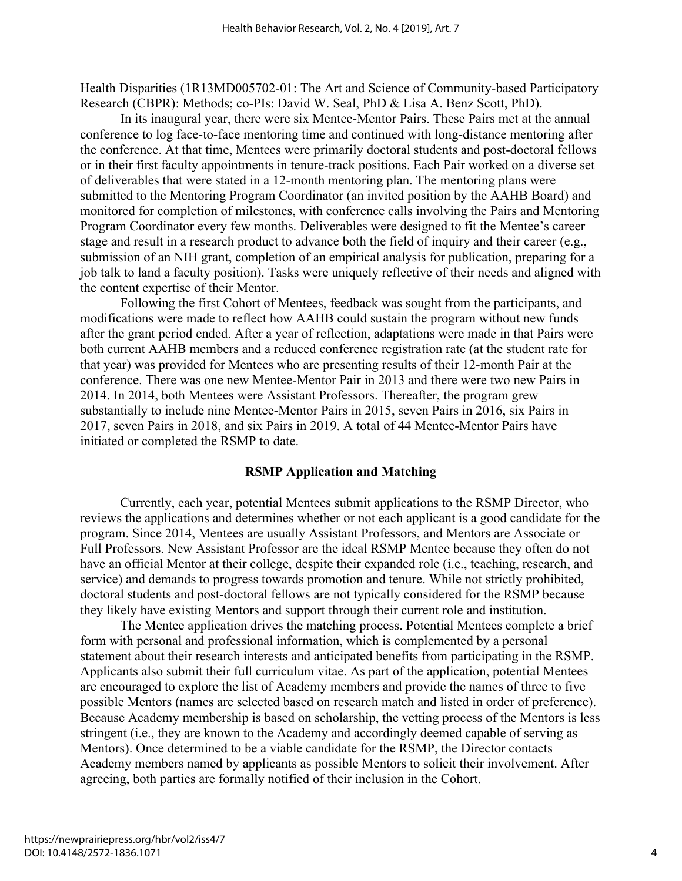Health Disparities (1R13MD005702-01: The Art and Science of Community-based Participatory Research (CBPR): Methods; co-PIs: David W. Seal, PhD & Lisa A. Benz Scott, PhD).

In its inaugural year, there were six Mentee-Mentor Pairs. These Pairs met at the annual conference to log face-to-face mentoring time and continued with long-distance mentoring after the conference. At that time, Mentees were primarily doctoral students and post-doctoral fellows or in their first faculty appointments in tenure-track positions. Each Pair worked on a diverse set of deliverables that were stated in a 12-month mentoring plan. The mentoring plans were submitted to the Mentoring Program Coordinator (an invited position by the AAHB Board) and monitored for completion of milestones, with conference calls involving the Pairs and Mentoring Program Coordinator every few months. Deliverables were designed to fit the Mentee's career stage and result in a research product to advance both the field of inquiry and their career (e.g., submission of an NIH grant, completion of an empirical analysis for publication, preparing for a job talk to land a faculty position). Tasks were uniquely reflective of their needs and aligned with the content expertise of their Mentor.

Following the first Cohort of Mentees, feedback was sought from the participants, and modifications were made to reflect how AAHB could sustain the program without new funds after the grant period ended. After a year of reflection, adaptations were made in that Pairs were both current AAHB members and a reduced conference registration rate (at the student rate for that year) was provided for Mentees who are presenting results of their 12-month Pair at the conference. There was one new Mentee-Mentor Pair in 2013 and there were two new Pairs in 2014. In 2014, both Mentees were Assistant Professors. Thereafter, the program grew substantially to include nine Mentee-Mentor Pairs in 2015, seven Pairs in 2016, six Pairs in 2017, seven Pairs in 2018, and six Pairs in 2019. A total of 44 Mentee-Mentor Pairs have initiated or completed the RSMP to date.

## RSMP Application and Matching

Currently, each year, potential Mentees submit applications to the RSMP Director, who reviews the applications and determines whether or not each applicant is a good candidate for the program. Since 2014, Mentees are usually Assistant Professors, and Mentors are Associate or Full Professors. New Assistant Professor are the ideal RSMP Mentee because they often do not have an official Mentor at their college, despite their expanded role (i.e., teaching, research, and service) and demands to progress towards promotion and tenure. While not strictly prohibited, doctoral students and post-doctoral fellows are not typically considered for the RSMP because they likely have existing Mentors and support through their current role and institution.

The Mentee application drives the matching process. Potential Mentees complete a brief form with personal and professional information, which is complemented by a personal statement about their research interests and anticipated benefits from participating in the RSMP. Applicants also submit their full curriculum vitae. As part of the application, potential Mentees are encouraged to explore the list of Academy members and provide the names of three to five possible Mentors (names are selected based on research match and listed in order of preference). Because Academy membership is based on scholarship, the vetting process of the Mentors is less stringent (i.e., they are known to the Academy and accordingly deemed capable of serving as Mentors). Once determined to be a viable candidate for the RSMP, the Director contacts Academy members named by applicants as possible Mentors to solicit their involvement. After agreeing, both parties are formally notified of their inclusion in the Cohort.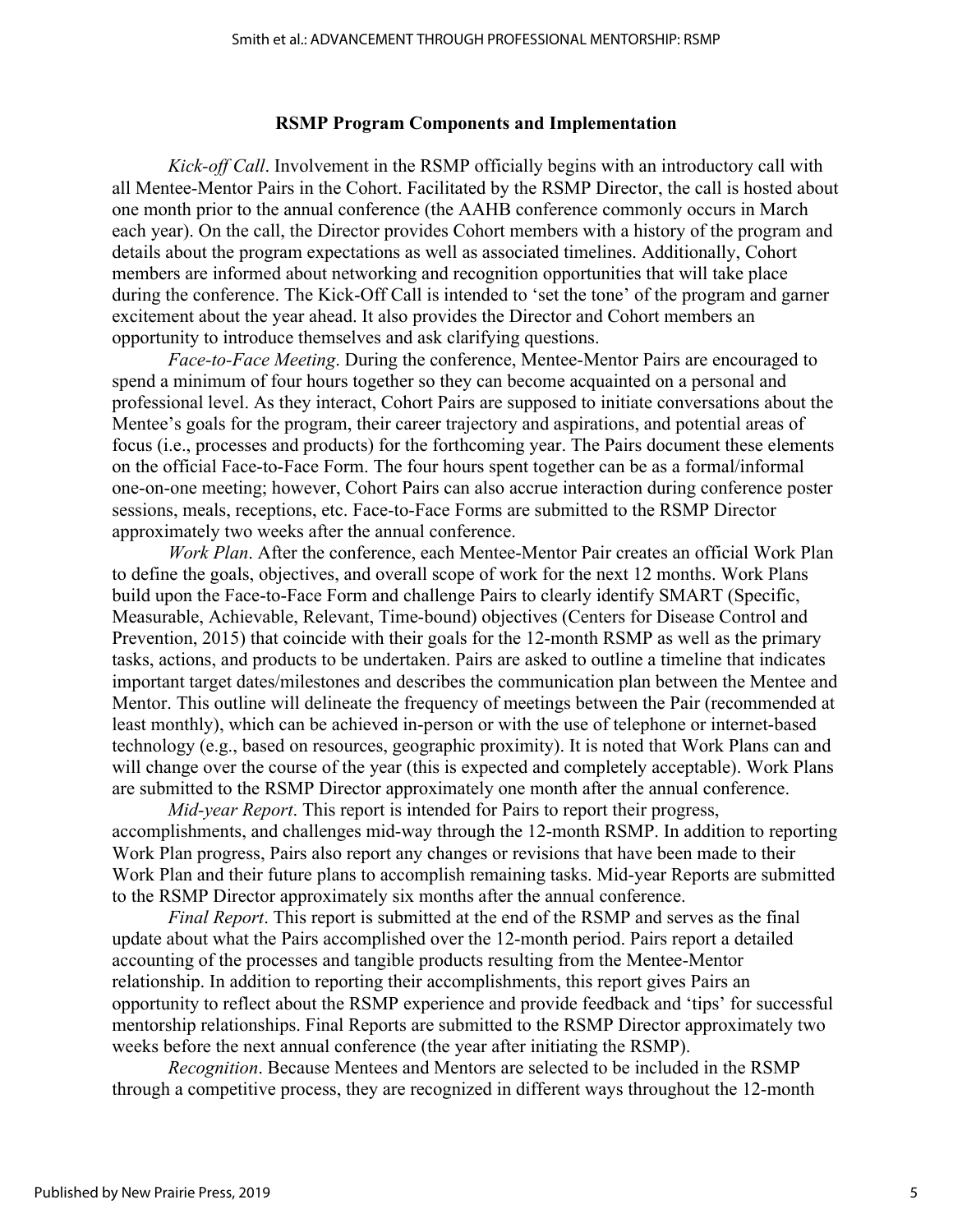## RSMP Program Components and Implementation

*Kick-off Call*. Involvement in the RSMP officially begins with an introductory call with all Mentee-Mentor Pairs in the Cohort. Facilitated by the RSMP Director, the call is hosted about one month prior to the annual conference (the AAHB conference commonly occurs in March each year). On the call, the Director provides Cohort members with a history of the program and details about the program expectations as well as associated timelines. Additionally, Cohort members are informed about networking and recognition opportunities that will take place during the conference. The Kick-Off Call is intended to 'set the tone' of the program and garner excitement about the year ahead. It also provides the Director and Cohort members an opportunity to introduce themselves and ask clarifying questions.

*Face-to-Face Meeting*. During the conference, Mentee-Mentor Pairs are encouraged to spend a minimum of four hours together so they can become acquainted on a personal and professional level. As they interact, Cohort Pairs are supposed to initiate conversations about the Mentee's goals for the program, their career trajectory and aspirations, and potential areas of focus (i.e., processes and products) for the forthcoming year. The Pairs document these elements on the official Face-to-Face Form. The four hours spent together can be as a formal/informal one-on-one meeting; however, Cohort Pairs can also accrue interaction during conference poster sessions, meals, receptions, etc. Face-to-Face Forms are submitted to the RSMP Director approximately two weeks after the annual conference.

*Work Plan*. After the conference, each Mentee-Mentor Pair creates an official Work Plan to define the goals, objectives, and overall scope of work for the next 12 months. Work Plans build upon the Face-to-Face Form and challenge Pairs to clearly identify SMART (Specific, Measurable, Achievable, Relevant, Time-bound) objectives (Centers for Disease Control and Prevention, 2015) that coincide with their goals for the 12-month RSMP as well as the primary tasks, actions, and products to be undertaken. Pairs are asked to outline a timeline that indicates important target dates/milestones and describes the communication plan between the Mentee and Mentor. This outline will delineate the frequency of meetings between the Pair (recommended at least monthly), which can be achieved in-person or with the use of telephone or internet-based technology (e.g., based on resources, geographic proximity). It is noted that Work Plans can and will change over the course of the year (this is expected and completely acceptable). Work Plans are submitted to the RSMP Director approximately one month after the annual conference.

*Mid-year Report*. This report is intended for Pairs to report their progress, accomplishments, and challenges mid-way through the 12-month RSMP. In addition to reporting Work Plan progress, Pairs also report any changes or revisions that have been made to their Work Plan and their future plans to accomplish remaining tasks. Mid-year Reports are submitted to the RSMP Director approximately six months after the annual conference.

*Final Report*. This report is submitted at the end of the RSMP and serves as the final update about what the Pairs accomplished over the 12-month period. Pairs report a detailed accounting of the processes and tangible products resulting from the Mentee-Mentor relationship. In addition to reporting their accomplishments, this report gives Pairs an opportunity to reflect about the RSMP experience and provide feedback and 'tips' for successful mentorship relationships. Final Reports are submitted to the RSMP Director approximately two weeks before the next annual conference (the year after initiating the RSMP).

*Recognition*. Because Mentees and Mentors are selected to be included in the RSMP through a competitive process, they are recognized in different ways throughout the 12-month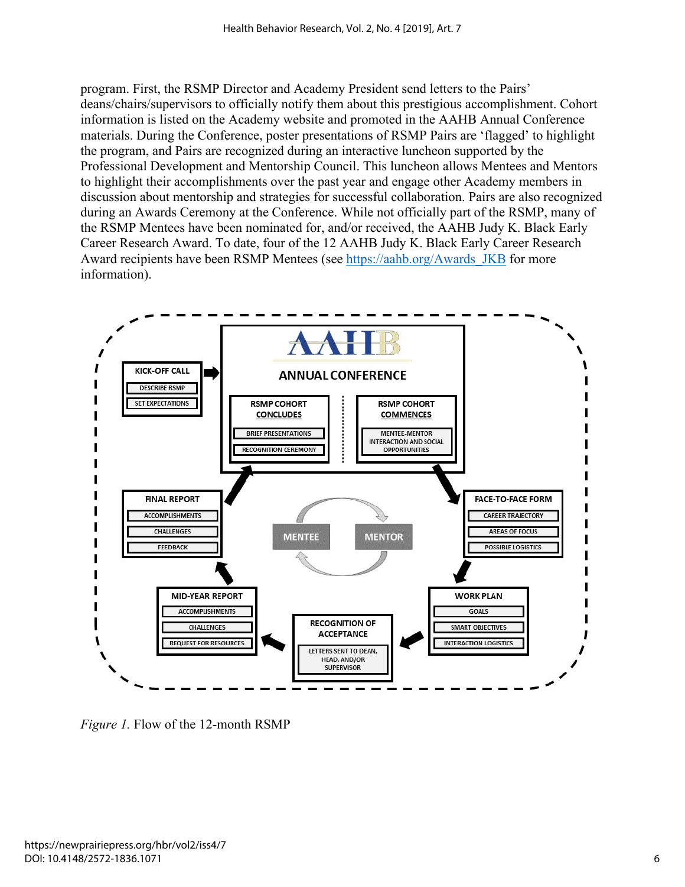program. First, the RSMP Director and Academy President send letters to the Pairs' deans/chairs/supervisors to officially notify them about this prestigious accomplishment. Cohort information is listed on the Academy website and promoted in the AAHB Annual Conference materials. During the Conference, poster presentations of RSMP Pairs are 'flagged' to highlight the program, and Pairs are recognized during an interactive luncheon supported by the Professional Development and Mentorship Council. This luncheon allows Mentees and Mentors to highlight their accomplishments over the past year and engage other Academy members in discussion about mentorship and strategies for successful collaboration. Pairs are also recognized during an Awards Ceremony at the Conference. While not officially part of the RSMP, many of the RSMP Mentees have been nominated for, and/or received, the AAHB Judy K. Black Early Career Research Award. To date, four of the 12 AAHB Judy K. Black Early Career Research Award recipients have been RSMP Mentees (see https://aahb.org/Awards_JKB for more information).

*Figure 1.* Flow of the 12-month RSMP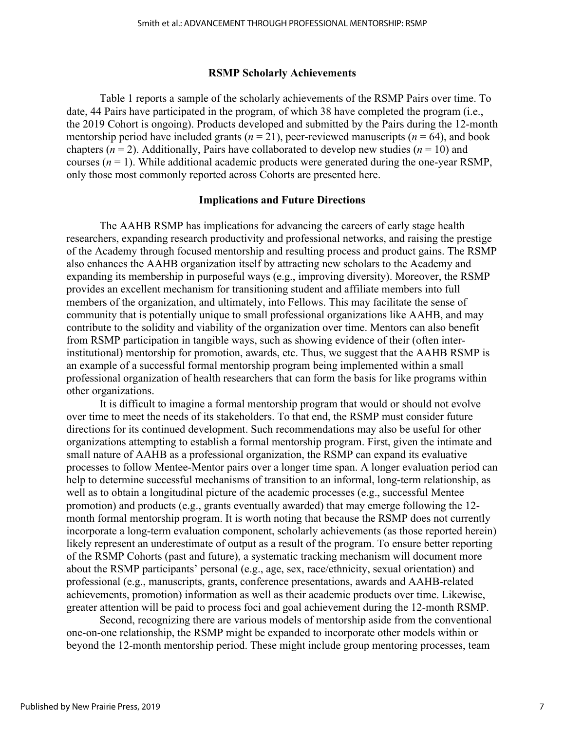## RSMP Scholarly Achievements

Table 1 reports a sample of the scholarly achievements of the RSMP Pairs over time. To date, 44 Pairs have participated in the program, of which 38 have completed the program (i.e., the 2019 Cohort is ongoing). Products developed and submitted by the Pairs during the 12-month mentorship period have included grants ($n = 21$), peer-reviewed manuscripts ($n = 64$), and book chapters ($n = 2$). Additionally, Pairs have collaborated to develop new studies ($n = 10$) and courses ($n = 1$). While additional academic products were generated during the one-year RSMP, only those most commonly reported across Cohorts are presented here.

## Implications and Future Directions

The AAHB RSMP has implications for advancing the careers of early stage health researchers, expanding research productivity and professional networks, and raising the prestige of the Academy through focused mentorship and resulting process and product gains. The RSMP also enhances the AAHB organization itself by attracting new scholars to the Academy and expanding its membership in purposeful ways (e.g., improving diversity). Moreover, the RSMP provides an excellent mechanism for transitioning student and affiliate members into full members of the organization, and ultimately, into Fellows. This may facilitate the sense of community that is potentially unique to small professional organizations like AAHB, and may contribute to the solidity and viability of the organization over time. Mentors can also benefit from RSMP participation in tangible ways, such as showing evidence of their (often inter-institutional) mentorship for promotion, awards, etc. Thus, we suggest that the AAHB RSMP is an example of a successful formal mentorship program being implemented within a small professional organization of health researchers that can form the basis for like programs within other organizations.

It is difficult to imagine a formal mentorship program that would or should not evolve over time to meet the needs of its stakeholders. To that end, the RSMP must consider future directions for its continued development. Such recommendations may also be useful for other organizations attempting to establish a formal mentorship program. First, given the intimate and small nature of AAHB as a professional organization, the RSMP can expand its evaluative processes to follow Mentee-Mentor pairs over a longer time span. A longer evaluation period can help to determine successful mechanisms of transition to an informal, long-term relationship, as well as to obtain a longitudinal picture of the academic processes (e.g., successful Mentee promotion) and products (e.g., grants eventually awarded) that may emerge following the 12-month formal mentorship program. It is worth noting that because the RSMP does not currently incorporate a long-term evaluation component, scholarly achievements (as those reported herein) likely represent an underestimate of output as a result of the program. To ensure better reporting of the RSMP Cohorts (past and future), a systematic tracking mechanism will document more about the RSMP participants' personal (e.g., age, sex, race/ethnicity, sexual orientation) and professional (e.g., manuscripts, grants, conference presentations, awards and AAHB-related achievements, promotion) information as well as their academic products over time. Likewise, greater attention will be paid to process foci and goal achievement during the 12-month RSMP.

Second, recognizing there are various models of mentorship aside from the conventional one-on-one relationship, the RSMP might be expanded to incorporate other models within or beyond the 12-month mentorship period. These might include group mentoring processes, team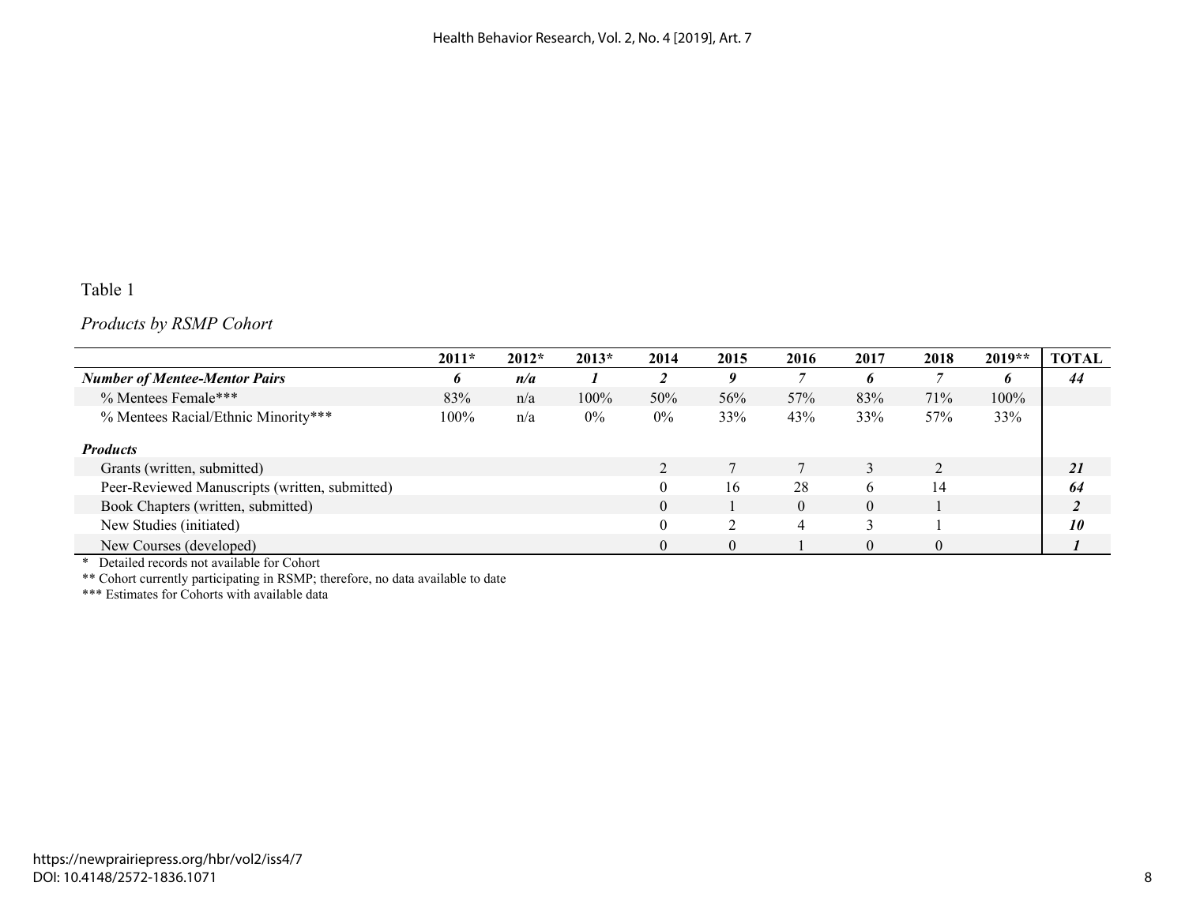Table 1

*Products by RSMP Cohort*

| | 2011* | 2012* | 2013* | 2014 | 2015 | 2016 | 2017 | 2018 | 2019** | TOTAL |
|---|---|---|---|---|---|---|---|---|---|---|
| ***Number of Mentee-Mentor Pairs*** | ***6*** | ***n/a*** | ***1*** | ***2*** | ***9*** | ***7*** | ***6*** | ***7*** | ***6*** | ***44*** |
| % Mentees Female*** | 83% | n/a | 100% | 50% | 56% | 57% | 83% | 71% | 100% | |
| % Mentees Racial/Ethnic Minority*** | 100% | n/a | 0% | 0% | 33% | 43% | 33% | 57% | 33% | |
| ***Products*** | | | | | | | | | | |
| Grants (written, submitted) | | | | 2 | 7 | 7 | 3 | 2 | | ***21*** |
| Peer-Reviewed Manuscripts (written, submitted) | | | | 0 | 16 | 28 | 6 | 14 | | ***64*** |
| Book Chapters (written, submitted) | | | | 0 | 1 | 0 | 0 | 1 | | ***2*** |
| New Studies (initiated) | | | | 0 | 2 | 4 | 3 | 1 | | ***10*** |
| New Courses (developed) | | | | 0 | 0 | 1 | 0 | 0 | | ***1*** |

\* Detailed records not available for Cohort

** Cohort currently participating in RSMP; therefore, no data available to date

*** Estimates for Cohorts with available data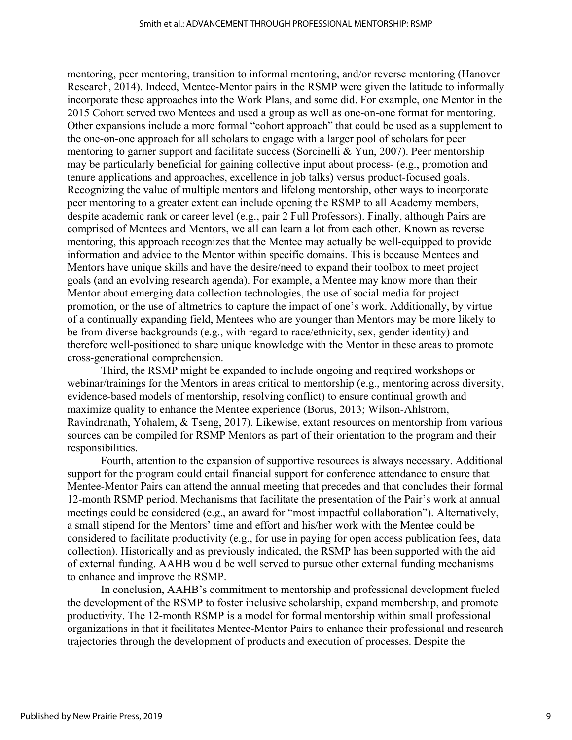mentoring, peer mentoring, transition to informal mentoring, and/or reverse mentoring (Hanover Research, 2014). Indeed, Mentee-Mentor pairs in the RSMP were given the latitude to informally incorporate these approaches into the Work Plans, and some did. For example, one Mentor in the 2015 Cohort served two Mentees and used a group as well as one-on-one format for mentoring. Other expansions include a more formal "cohort approach" that could be used as a supplement to the one-on-one approach for all scholars to engage with a larger pool of scholars for peer mentoring to garner support and facilitate success (Sorcinelli & Yun, 2007). Peer mentorship may be particularly beneficial for gaining collective input about process- (e.g., promotion and tenure applications and approaches, excellence in job talks) versus product-focused goals. Recognizing the value of multiple mentors and lifelong mentorship, other ways to incorporate peer mentoring to a greater extent can include opening the RSMP to all Academy members, despite academic rank or career level (e.g., pair 2 Full Professors). Finally, although Pairs are comprised of Mentees and Mentors, we all can learn a lot from each other. Known as reverse mentoring, this approach recognizes that the Mentee may actually be well-equipped to provide information and advice to the Mentor within specific domains. This is because Mentees and Mentors have unique skills and have the desire/need to expand their toolbox to meet project goals (and an evolving research agenda). For example, a Mentee may know more than their Mentor about emerging data collection technologies, the use of social media for project promotion, or the use of altmetrics to capture the impact of one's work. Additionally, by virtue of a continually expanding field, Mentees who are younger than Mentors may be more likely to be from diverse backgrounds (e.g., with regard to race/ethnicity, sex, gender identity) and therefore well-positioned to share unique knowledge with the Mentor in these areas to promote cross-generational comprehension.

Third, the RSMP might be expanded to include ongoing and required workshops or webinar/trainings for the Mentors in areas critical to mentorship (e.g., mentoring across diversity, evidence-based models of mentorship, resolving conflict) to ensure continual growth and maximize quality to enhance the Mentee experience (Borus, 2013; Wilson-Ahlstrom, Ravindranath, Yohalem, & Tseng, 2017). Likewise, extant resources on mentorship from various sources can be compiled for RSMP Mentors as part of their orientation to the program and their responsibilities.

Fourth, attention to the expansion of supportive resources is always necessary. Additional support for the program could entail financial support for conference attendance to ensure that Mentee-Mentor Pairs can attend the annual meeting that precedes and that concludes their formal 12-month RSMP period. Mechanisms that facilitate the presentation of the Pair's work at annual meetings could be considered (e.g., an award for "most impactful collaboration"). Alternatively, a small stipend for the Mentors' time and effort and his/her work with the Mentee could be considered to facilitate productivity (e.g., for use in paying for open access publication fees, data collection). Historically and as previously indicated, the RSMP has been supported with the aid of external funding. AAHB would be well served to pursue other external funding mechanisms to enhance and improve the RSMP.

In conclusion, AAHB's commitment to mentorship and professional development fueled the development of the RSMP to foster inclusive scholarship, expand membership, and promote productivity. The 12-month RSMP is a model for formal mentorship within small professional organizations in that it facilitates Mentee-Mentor Pairs to enhance their professional and research trajectories through the development of products and execution of processes. Despite the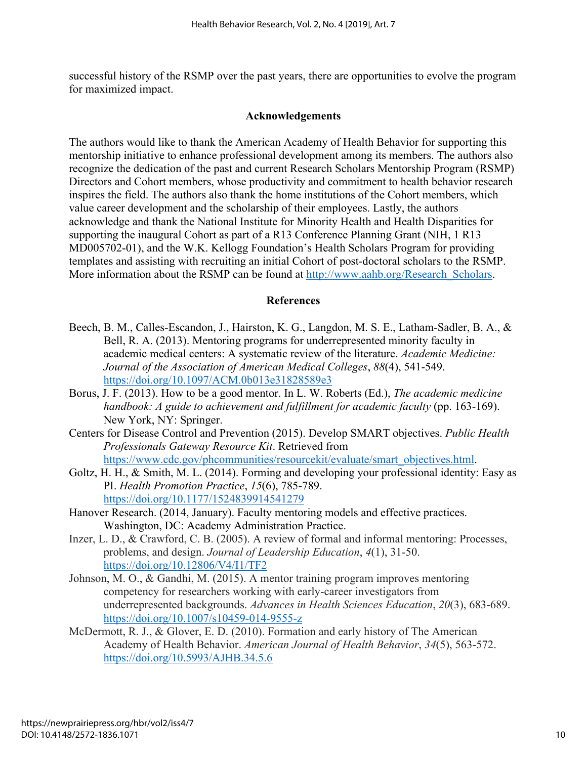successful history of the RSMP over the past years, there are opportunities to evolve the program for maximized impact.

## Acknowledgements

The authors would like to thank the American Academy of Health Behavior for supporting this mentorship initiative to enhance professional development among its members. The authors also recognize the dedication of the past and current Research Scholars Mentorship Program (RSMP) Directors and Cohort members, whose productivity and commitment to health behavior research inspires the field. The authors also thank the home institutions of the Cohort members, which value career development and the scholarship of their employees. Lastly, the authors acknowledge and thank the National Institute for Minority Health and Health Disparities for supporting the inaugural Cohort as part of a R13 Conference Planning Grant (NIH, 1 R13 MD005702-01), and the W.K. Kellogg Foundation's Health Scholars Program for providing templates and assisting with recruiting an initial Cohort of post-doctoral scholars to the RSMP. More information about the RSMP can be found at http://www.aahb.org/Research_Scholars.

## References

Beech, B. M., Calles-Escandon, J., Hairston, K. G., Langdon, M. S. E., Latham-Sadler, B. A., & Bell, R. A. (2013). Mentoring programs for underrepresented minority faculty in academic medical centers: A systematic review of the literature. *Academic Medicine: Journal of the Association of American Medical Colleges*, *88*(4), 541-549. https://doi.org/10.1097/ACM.0b013e31828589e3

Borus, J. F. (2013). How to be a good mentor. In L. W. Roberts (Ed.), *The academic medicine handbook: A guide to achievement and fulfillment for academic faculty* (pp. 163-169). New York, NY: Springer.

Centers for Disease Control and Prevention (2015). Develop SMART objectives. *Public Health Professionals Gateway Resource Kit*. Retrieved from https://www.cdc.gov/phcommunities/resourcekit/evaluate/smart_objectives.html.

Goltz, H. H., & Smith, M. L. (2014). Forming and developing your professional identity: Easy as PI. *Health Promotion Practice*, *15*(6), 785-789. https://doi.org/10.1177/1524839914541279

Hanover Research. (2014, January). Faculty mentoring models and effective practices. Washington, DC: Academy Administration Practice.

Inzer, L. D., & Crawford, C. B. (2005). A review of formal and informal mentoring: Processes, problems, and design. *Journal of Leadership Education*, *4*(1), 31-50. https://doi.org/10.12806/V4/I1/TF2

Johnson, M. O., & Gandhi, M. (2015). A mentor training program improves mentoring competency for researchers working with early-career investigators from underrepresented backgrounds. *Advances in Health Sciences Education*, *20*(3), 683-689. https://doi.org/10.1007/s10459-014-9555-z

McDermott, R. J., & Glover, E. D. (2010). Formation and early history of The American Academy of Health Behavior. *American Journal of Health Behavior*, *34*(5), 563-572. https://doi.org/10.5993/AJHB.34.5.6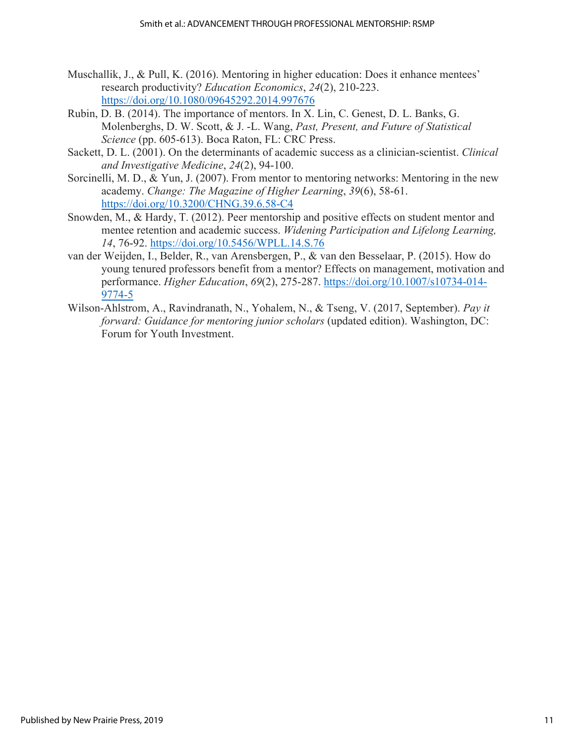Muschallik, J., & Pull, K. (2016). Mentoring in higher education: Does it enhance mentees' research productivity? *Education Economics*, *24*(2), 210-223. https://doi.org/10.1080/09645292.2014.997676

Rubin, D. B. (2014). The importance of mentors. In X. Lin, C. Genest, D. L. Banks, G. Molenberghs, D. W. Scott, & J. -L. Wang, *Past, Present, and Future of Statistical Science* (pp. 605-613). Boca Raton, FL: CRC Press.

Sackett, D. L. (2001). On the determinants of academic success as a clinician-scientist. *Clinical and Investigative Medicine*, *24*(2), 94-100.

Sorcinelli, M. D., & Yun, J. (2007). From mentor to mentoring networks: Mentoring in the new academy. *Change: The Magazine of Higher Learning*, *39*(6), 58-61. https://doi.org/10.3200/CHNG.39.6.58-C4

Snowden, M., & Hardy, T. (2012). Peer mentorship and positive effects on student mentor and mentee retention and academic success. *Widening Participation and Lifelong Learning, 14*, 76-92. https://doi.org/10.5456/WPLL.14.S.76

van der Weijden, I., Belder, R., van Arensbergen, P., & van den Besselaar, P. (2015). How do young tenured professors benefit from a mentor? Effects on management, motivation and performance. *Higher Education*, *69*(2), 275-287. https://doi.org/10.1007/s10734-014-9774-5

Wilson-Ahlstrom, A., Ravindranath, N., Yohalem, N., & Tseng, V. (2017, September). *Pay it forward: Guidance for mentoring junior scholars* (updated edition). Washington, DC: Forum for Youth Investment.